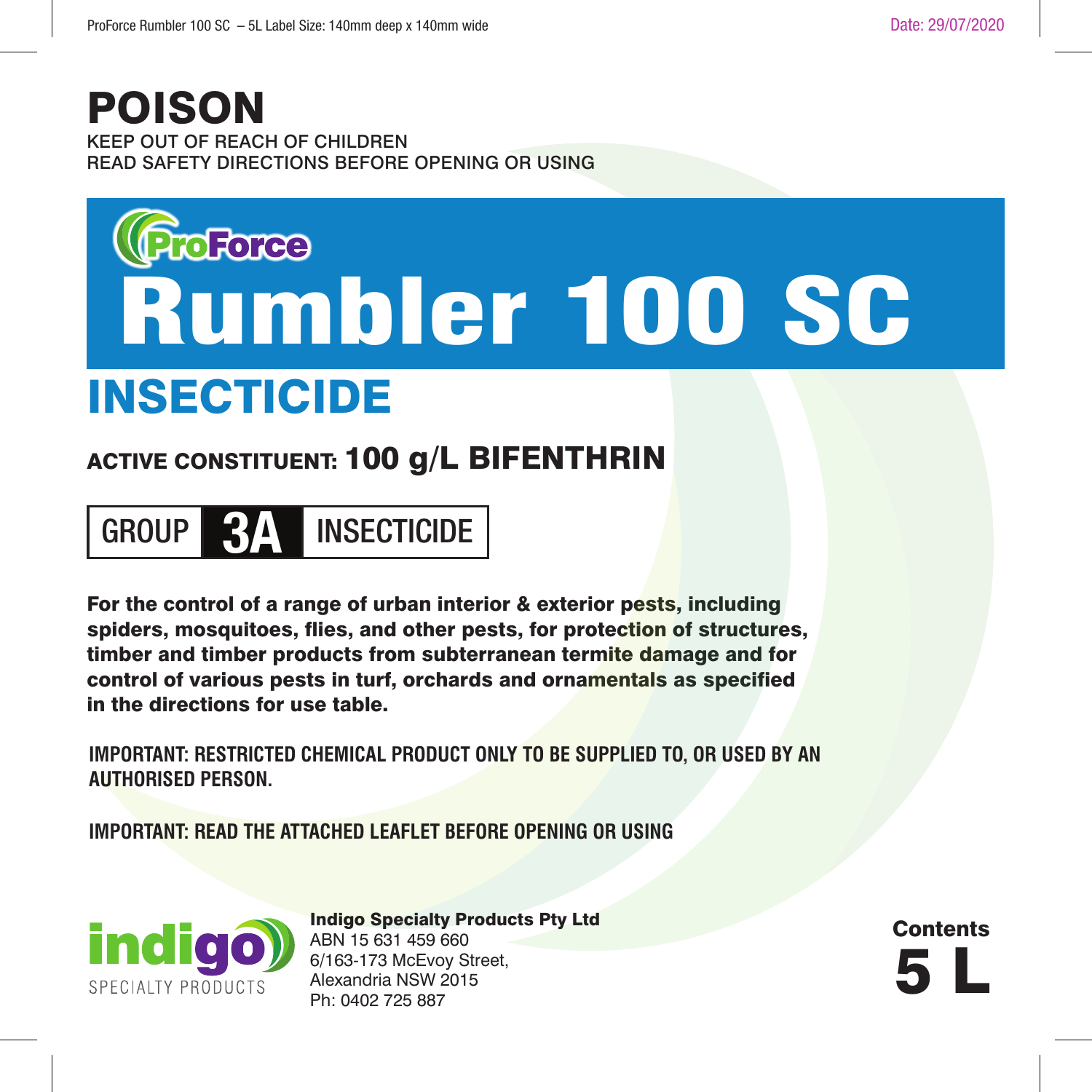# POISON

KEEP OUT OF REACH OF CHILDREN
READ SAFETY DIRECTIONS BEFORE OPENING OR USING

ProForce

# Rumbler 100 SC

## INSECTICIDE

**ACTIVE CONSTITUENT: 100 g/L BIFENTHRIN**

| GROUP | 3A | INSECTICIDE |
|---|---|---|

**For the control of a range of urban interior & exterior pests, including spiders, mosquitoes, flies, and other pests, for protection of structures, timber and timber products from subterranean termite damage and for control of various pests in turf, orchards and ornamentals as specified in the directions for use table.**

**IMPORTANT: RESTRICTED CHEMICAL PRODUCT ONLY TO BE SUPPLIED TO, OR USED BY AN AUTHORISED PERSON.**

**IMPORTANT: READ THE ATTACHED LEAFLET BEFORE OPENING OR USING**

indigo SPECIALTY PRODUCTS

**Indigo Specialty Products Pty Ltd**
ABN 15 631 459 660
6/163-173 McEvoy Street,
Alexandria NSW 2015
Ph: 0402 725 887

**Contents**
**5 L**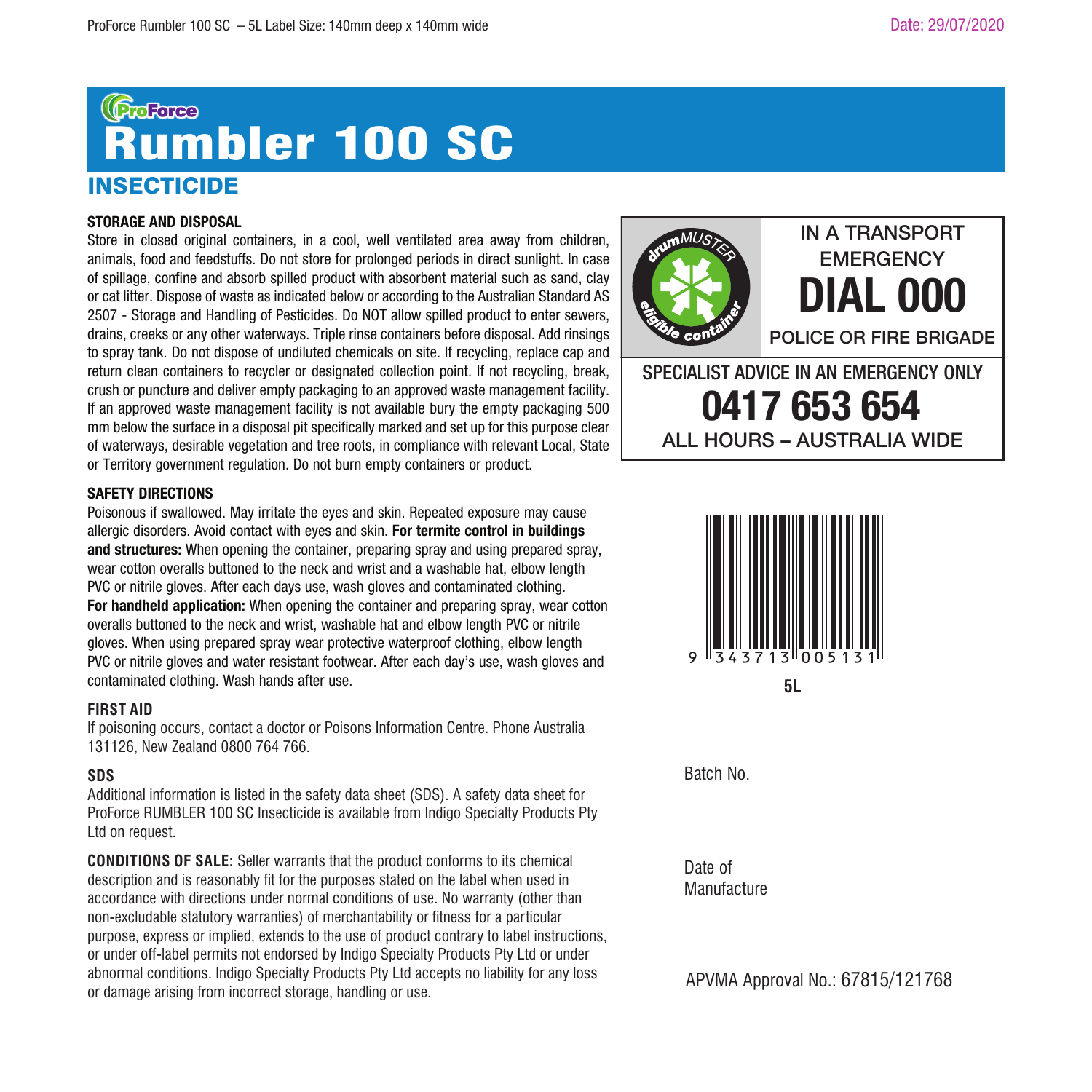ProForce

# Rumbler 100 SC

## INSECTICIDE

**STORAGE AND DISPOSAL**

Store in closed original containers, in a cool, well ventilated area away from children, animals, food and feedstuffs. Do not store for prolonged periods in direct sunlight. In case of spillage, confine and absorb spilled product with absorbent material such as sand, clay or cat litter. Dispose of waste as indicated below or according to the Australian Standard AS 2507 - Storage and Handling of Pesticides. Do NOT allow spilled product to enter sewers, drains, creeks or any other waterways. Triple rinse containers before disposal. Add rinsings to spray tank. Do not dispose of undiluted chemicals on site. If recycling, replace cap and return clean containers to recycler or designated collection point. If not recycling, break, crush or puncture and deliver empty packaging to an approved waste management facility. If an approved waste management facility is not available bury the empty packaging 500 mm below the surface in a disposal pit specifically marked and set up for this purpose clear of waterways, desirable vegetation and tree roots, in compliance with relevant Local, State or Territory government regulation. Do not burn empty containers or product.

**SAFETY DIRECTIONS**

Poisonous if swallowed. May irritate the eyes and skin. Repeated exposure may cause allergic disorders. Avoid contact with eyes and skin. **For termite control in buildings and structures:** When opening the container, preparing spray and using prepared spray, wear cotton overalls buttoned to the neck and wrist and a washable hat, elbow length PVC or nitrile gloves. After each days use, wash gloves and contaminated clothing. **For handheld application:** When opening the container and preparing spray, wear cotton overalls buttoned to the neck and wrist, washable hat and elbow length PVC or nitrile gloves. When using prepared spray wear protective waterproof clothing, elbow length PVC or nitrile gloves and water resistant footwear. After each day's use, wash gloves and contaminated clothing. Wash hands after use.

**FIRST AID**

If poisoning occurs, contact a doctor or Poisons Information Centre. Phone Australia 131126, New Zealand 0800 764 766.

**SDS**

Additional information is listed in the safety data sheet (SDS). A safety data sheet for ProForce RUMBLER 100 SC Insecticide is available from Indigo Specialty Products Pty Ltd on request.

**CONDITIONS OF SALE:** Seller warrants that the product conforms to its chemical description and is reasonably fit for the purposes stated on the label when used in accordance with directions under normal conditions of use. No warranty (other than non-excludable statutory warranties) of merchantability or fitness for a particular purpose, express or implied, extends to the use of product contrary to label instructions, or under off-label permits not endorsed by Indigo Specialty Products Pty Ltd or under abnormal conditions. Indigo Specialty Products Pty Ltd accepts no liability for any loss or damage arising from incorrect storage, handling or use.

drumMUSTER eligible container

IN A TRANSPORT EMERGENCY

**DIAL 000**

POLICE OR FIRE BRIGADE

SPECIALIST ADVICE IN AN EMERGENCY ONLY

**0417 653 654**

ALL HOURS – AUSTRALIA WIDE

9 343713 005131

**5L**

Batch No.

Date of Manufacture

APVMA Approval No.: 67815/121768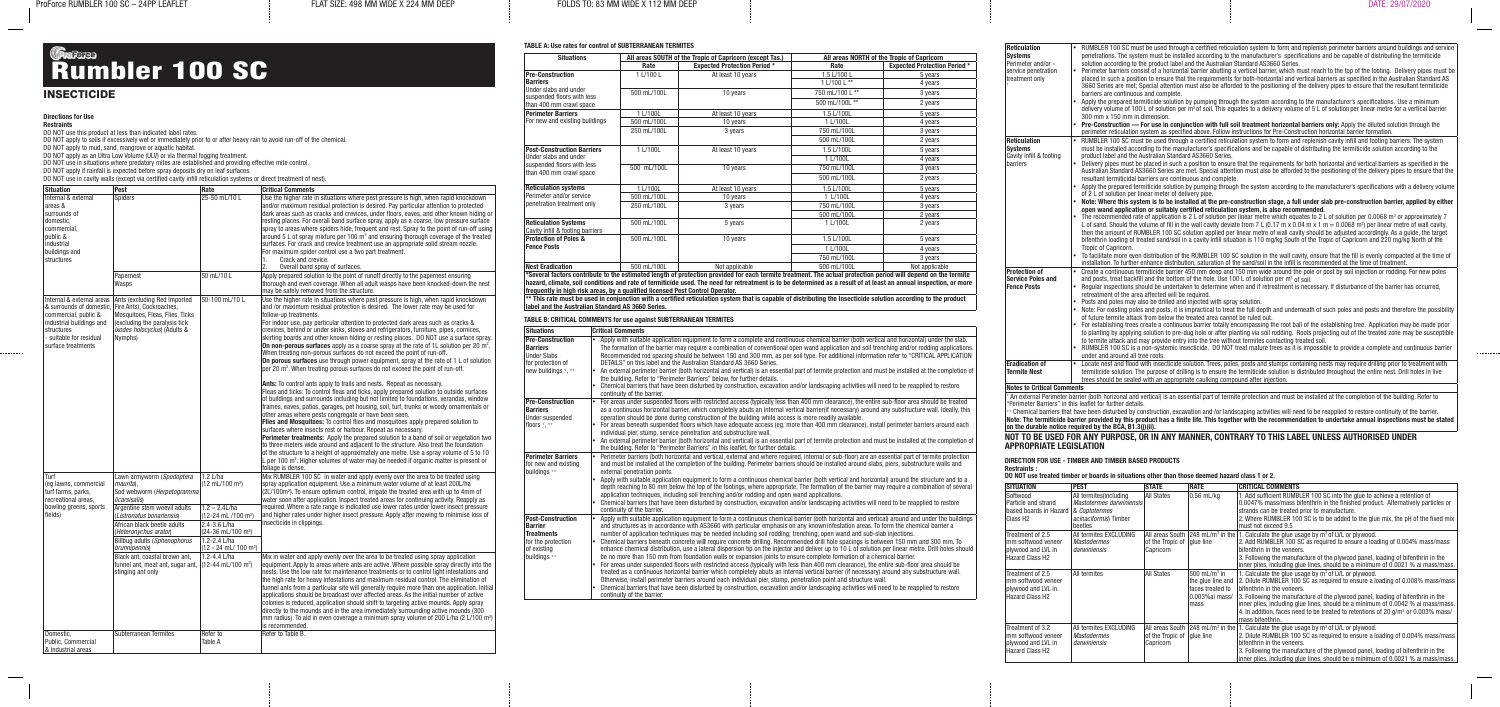# ProForce Rumbler 100 SC

## INSECTICIDE

### Directions for Use

**Restraints**

DO NOT use this product at less than indicated label rates.
DO NOT apply to soils if excessively wet or immediately prior to or after heavy rain to avoid run-off of the chemical.
DO NOT apply to mud, sand, mangrove or aquatic habitat.
DO NOT apply as an Ultra Low Volume (ULV) or via thermal fogging treatment.
DO NOT use in situations where predatory mites are established and providing effective mite control.
DO NOT apply if rainfall is expected before spray deposits dry on leaf surfaces.
DO NOT use in cavity walls (except via certified cavity infill reticulation systems or direct treatment of nest).

| Situation | Pest | Rate | Critical Comments |
|---|---|---|---|
| Internal & external areas & surrounds of domestic, commercial, public & industrial buildings and structures | Spiders | 25-50 mL/10 L | Use the higher rate in situations where pest pressure is high, when rapid knockdown and/or maximum residual protection is desired. Pay particular attention to protected dark areas such as cracks and crevices, under floors, eaves, and other known hiding or resting places. For overall band surface spray, apply as a coarse, low pressure surface spray to areas where spiders hide, frequent and rest. Spray to the point of run-off using around 5 L of spray mixture per 100 m² and ensuring thorough coverage of the treated surfaces. For crack and crevice treatment use an appropriate solid stream nozzle. For maximum spider control use a two part treatment. 1. Crack and crevice. 2. Overall band spray of surfaces. |
| | Papernest Wasps | 50 mL/10 L | Apply prepared solution to the point of runoff directly to the papernest ensuring thorough and even coverage. When all adult wasps have been knocked-down the nest may be safely removed from the structure. |
| Internal & external areas & surrounds of domestic, commercial, public & industrial buildings and structures - suitable for residual surface treatments | Ants (excluding Red Imported Fire Ants), Cockroaches, Mosquitoes, Fleas, Flies, Ticks (excluding the paralysis tick *Ixodes holocyclus*) (Adults & Nymphs) | 50-100 mL/10 L | Use the higher rate in situations where pest pressure is high, when rapid knockdown and/or maximum residual protection is desired. The lower rate may be used for follow-up treatments. For indoor use, pay particular attention to protected dark areas such as cracks & crevices, behind or under sinks, stoves and refrigerators, furniture, pipes, cornices, skirting boards and other known hiding or resting places. DO NOT use a surface spray. **On non-porous surfaces** apply as a coarse spray at the rate of 1L solution per 20 m². When treating non-porous surfaces do not exceed the point of run-off. **On porous surfaces** use through power equipment, spray at the rate of 1 L of solution per 20 m². When treating porous surfaces do not exceed the point of run-off. **Ants:** To control ants apply to trails and nests. Repeat as necessary. Fleas and ticks: To control fleas and ticks, apply prepared solution to outside surfaces of buildings and surrounds including but not limited to foundations, verandas, window frames, eaves, patios, garages, pet housing, soil, turf, trunks or woody ornamentals or other areas where pests congregate or have been seen. **Flies and Mosquitoes:** To control flies and mosquitoes apply prepared solution to surfaces where insects rest or harbour. Repeat as necessary. **Perimeter treatments:** Apply the prepared solution to a band of soil or vegetation two to three meters wide around and adjacent to the structure. Also treat the foundation of the structure to a height of approximately one metre. Use a spray volume of 5 to 10 L per 100 m². Higher volumes of water may be needed if organic matter is present or foliage is dense. |
| Turf (eg lawns, commercial turf farms, parks, recreational areas, bowling greens, sports fields) | Lawn armyworm (*Spodoptera mauritia*), Sod webworm (*Herpetogramma licarsisalis*) | 1.2 L/ha (12 mL/100 m²) | Mix RUMBLER 100 SC in water and apply evenly over the area to be treated using spray application equipment. Use a minimum water volume of at least 200L/ha (2L/100m²). To ensure optimum control, irrigate the treated area with up to 4mm of water soon after application. Inspect treated areas for continuing activity. Reapply as required. Where a rate range is indicated use lower rates under lower insect pressure and higher rates under higher insect pressure. Apply after mowing to minimise loss of insecticide in clippings. |
| | Argentine stem weevil adults (*Listronotus bonariensis*) | 1.2 – 2.4L/ha (12-24 mL/100 m²) | |
| | African black beetle adults (*Heteronychus arator*) | 2.4-3.6 L/ha (24-36 mL/100 m²) | |
| | Billbug adults (*Sphenophorus brunnipennis*) | 1.2-2.4 L/ha (12 - 24 mL/ 100 m²) | |
| | Black ant, coastal brown ant, funnel ant, meat ant, sugar ant, stinging ant only | 1.2-4.4 L/ha (12-44 mL/100 m²) | Mix in water and apply evenly over the area to be treated using spray application equipment. Apply to areas where ants are active. Where possible spray directly into the nests. Use the low rate for maintenance treatments or to control light infestations and the high rate for heavy infestations and maximum residual control. The elimination of funnel ants from a particular site will generally require more than one application. Initial applications should be broadcast over affected areas. As the initial number of active colonies is reduced, application should shift to targeting active mounds. Apply spray directly to the mounds and in the area immediately surrounding active mounds (300 mm radius). To aid in even coverage a minimum spray volume of 200 L/ha (2 L/100 m²) is recommended. |
| Domestic, Public, Commercial & Industrial areas | Subterranean Termites | Refer to Table A | Refer to Table B. |

### TABLE A: Use rates for control of SUBTERRANEAN TERMITES

| Situations | All areas SOUTH of the Tropic of Capricorn (except Tas.) | | All areas NORTH of the Tropic of Capricorn | |
|---|---|---|---|---|
| | Rate | Expected Protection Period * | Rate | Expected Protection Period * |
| **Pre-Construction Barriers** Under slabs and under suspended floors with less than 400 mm crawl space | 1 L/100 L | At least 10 years | 1.5 L/100 L | 5 years |
| | | | 1 L/100 L ** | 4 years |
| | 500 mL/100L | 10 years | 750 mL/100 L ** | 3 years |
| | | | 500 mL/100L ** | 2 years |
| **Perimeter Barriers** For new and existing buildings | 1 L/100L | At least 10 years | 1.5 L/100L | 5 years |
| | 500 mL/100L | 10 years | 1 L/100L | 4 years |
| | 250 mL/100L | 3 years | 750 mL/100L | 3 years |
| | | | 500 mL/100L | 2 years |
| **Post-Construction Barriers** Under slabs and under suspended floors with less than 400mm crawl space | 1 L/100L | At least 10 years | 1.5 L/100L | 5 years |
| | | | 1 L/100L | 4 years |
| | 500 mL/100L | 10 years | 750 mL/100L | 3 years |
| | | | 500 mL/100L | 2 years |
| **Reticulation systems** Perimeter and/or service penetration treatment only | 1 L/100L | At least 10 years | 1.5 L/100L | 5 years |
| | 500 mL/100L | 10 years | 1 L/100L | 4 years |
| | 250 mL/100L | 3 years | 750 mL/100L | 3 years |
| | | | 500 mL/100L | 2 years |
| **Reticulation Systems** Cavity infill & footing barriers | 500 mL/100L | 5 years | 1 L/100L | 2 years |
| **Protection of Poles & Fence Posts** | 500 mL/100L | 10 years | 1.5 L/100L | 5 years |
| | | | 1 L/100L | 4 years |
| | | | 750 mL/100L | 3 years |
| **Nest Eradication** | 500 mL/100L | Not applicable | 500 mL/100L | Not applicable |

*Several factors contribute to the estimated length of protection provided for each termite treatment. The actual protection period will depend on the termite hazard, climate, soil conditions and rate of termiticide used. The need for retreatment is to be determined as a result of at least an annual inspection, or more frequently in high risk areas, by a qualified licensed Pest Control Operator.

** This rate must be used in conjunction with a certified reticulation system that is capable of distributing the Insecticide solution according to the product label and the Australian Standard AS 3660 Series.

### TABLE B: CRITICAL COMMENTS for use against SUBTERRANEAN TERMITES

| Situations | Critical Comments |
|---|---|
| **Pre-Construction Barriers** Under Slabs for protection of new buildings +, ++ | • Apply with suitable application equipment to form a complete and continuous chemical barrier (both vertical and horizontal) under the slab. The formation of the barrier may require a combination of conventional open wand application and soil trenching and/or rodding applications. Recommended rod spacing should be between 150 and 300 mm, as per soil type. For additional information refer to "CRITICAL APPLICATION DETAILS" on this label and the Australian Standard AS 3660 Series. • An external perimeter barrier (both horizontal and vertical) is an essential part of termite protection and must be installed at the completion of the building. Refer to "Perimeter Barriers" below, for further details. • Chemical barriers that have been disturbed by construction, excavation and/or landscaping activities will need to be reapplied to restore continuity of the barrier. |
| **Pre-Construction Barriers** Under suspended floors +, ++ | • For areas under suspended floors with restricted access (typically less than 400 mm clearance), the entire sub-floor area should be treated as a continuous horizontal barrier, which completely abuts an internal vertical barrier(if necessary) around any substructure wall. Ideally, this operation should be done during construction of the building while access is more readily available. • For areas beneath suspended floors which have adequate access (eg. more than 400 mm clearance), install perimeter barriers around each individual pier, stump, service penetration and substructure wall. • An external perimeter barrier (both horizontal and vertical) is an essential part of termite protection and must be installed at the completion of the building. Refer to "Perimeter Barriers" in this leaflet, for further details. |
| **Perimeter Barriers** for new and existing buildings ++ | • Perimeter barriers (both horizontal and vertical, external and where required, internal or sub-floor) are an essential part of termite protection and must be installed at the completion of the building. Perimeter barriers should be installed around slabs, piers, substructure walls and external penetration points. • Apply with suitable application equipment to form a continuous chemical barrier (both vertical and horizontal) around the structure and to a depth reaching to 80 mm below the top of the footings, where appropriate. The formation of the barrier may require a combination of several application techniques, including soil trenching and/or rodding and open wand applications. • Chemical barriers that have been disturbed by construction, excavation and/or landscaping activities will need to be reapplied to restore continuity of the barrier. |
| **Post-Construction Barrier Treatments** for the protection of existing buildings ++ | • Apply with suitable application equipment to form a continuous chemical barrier (both horizontal and vertical) around and under the buildings and structures as in accordance with AS3660 with particular emphasis on any known infestation areas. To form the chemical barrier a number of application techniques may be needed including soil rodding; trenching; open wand and sub-slab injections. • Chemical barriers beneath concrete will require concrete drilling. Recommended drill hole spacings is between 150 mm and 300 mm. To enhance chemical distribution, use a lateral dispersion tip on the injector and deliver up to 10 L of solution per linear metre. Drill holes should be no more than 150 mm from foundation walls or expansion joints to ensure complete formation of a chemical barrier. • For areas under suspended floors with restricted access (typically with less than 400 mm clearance), the entire sub-floor area should be treated as a continuous horizontal barrier which completely abuts an internal vertical barrier (if necessary) around any substructure wall. Otherwise, install perimeter barriers around each individual pier, stump, penetration point and structure wall. • Chemical barriers that have been disturbed by construction, excavation and/or landscaping activities will need to be reapplied to restore continuity of the barrier. |

| Situations | Critical Comments |
|---|---|
| **Reticulation Systems** Perimeter and/or service penetration treatment only | • RUMBLER 100 SC must be used through a certified reticulation system to form and replenish perimeter barriers around buildings and service penetrations. The system must be installed according to the manufacturer's specifications and be capable of distributing the termiticide solution according to the product label and the Australian Standard AS3660 Series. • Perimeter barriers consist of a horizontal barrier abutting a vertical barrier, which must reach to the top of the footing. Delivery pipes must be placed in such a position to ensure that the requirements for both horizontal and vertical barriers as specified in the Australian Standard AS 3660 Series are met. Special attention must also be afforded to the positioning of the delivery pipes to ensure that the resultant termiticide barriers are continuous and complete. • Apply the prepared termiticide solution by pumping through the system according to the manufacturer's specifications. Use a minimum delivery volume of 100 L of solution per m³ of soil. This equates to a delivery volume of 5 L of solution per linear metre for a vertical barrier 300 mm x 150 mm in dimension. • **Pre-Construction — For use in conjunction with full soil treatment horizontal barriers only:** Apply the diluted solution through the perimeter reticulation system as specified above. Follow instructions for Pre-Construction horizontal barrier formation. |
| **Reticulation Systems** Cavity infill & footing barriers | • RUMBLER 100 SC must be used through a certified reticulation system to form and replenish cavity infill and footing barriers. The system must be installed according to the manufacturer's specifications and be capable of distributing the termiticide solution according to the product label and the Australian Standard AS3660 Series. • Delivery pipes must be placed in such a position to ensure that the requirements for both horizontal and vertical barriers as specified in the Australian Standard AS3660 Series are met. Special attention must also be afforded to the positioning of the delivery pipes to ensure that the resultant termiticide barriers are continuous and complete. • Apply the prepared termiticide solution by pumping through the system according to the manufacturer's specifications with a delivery volume of 2 L of solution per linear meter of delivery pipe. • **Note: Where this system is to be installed at the pre-construction stage, a full under slab pre-construction barrier, applied by either open wand application or suitably certified reticulation system, is also recommended.** • The recommended rate of application is 2 L of solution per linear metre which equates to 2 L of solution per 0.0068 m³ or approximately 7 L of sand. Should the volume of fill in the wall cavity deviate from 7 L (0.17 m x 0.04 m x 1 m = 0.0068 m³) per linear metre of wall cavity, then the amount of RUMBLER 100 SC solution applied per linear metre of wall cavity should be adjusted accordingly. As a guide, the target bifenthrin loading of treated sand/soil in a cavity infill situation is 110 mg/kg South of the Tropic of Capricorn and 220 mg/kg North of the Tropic of Capricorn. • To facilitate more even distribution of the RUMBLER 100 SC solution in the wall cavity, ensure that the fill is evenly compacted at the time of installation. To further enhance distribution, saturation of the sand/soil in the infill is recommended at the time of treatment. |
| **Protection of Service Poles and Fence Posts** | • Create a continuous termiticide barrier 450 mm deep and 150 mm wide around the pole or post by soil injection or rodding. For new poles and posts, treat backfill and the bottom of the hole. Use 100 L of solution per m³ of soil. • Regular inspections should be undertaken to determine when and if retreatment is necessary. If disturbance of the barrier has occurred, retreatment of the area affected will be required. • Posts and poles may also be drilled and injected with spray solution. • Note: For existing poles and posts, it is impractical to treat the full depth and underneath of such poles and posts and therefore the possibility of future termite attack from below the treated area cannot be ruled out. • For establishing trees create a continuous barrier totally encompassing the root ball of the establishing tree. Application may be made prior to planting by applying solution to pre-dug hole or after planting via soil rodding. Roots projecting out of the treated zone may be susceptible to termite attack and may provide entry into the tree without termites contacting treated soil. • RUMBLER 100 SC is a non-systemic insecticide. DO NOT treat mature trees as it is impossible to provide a complete and continuous barrier under and around all tree roots. |
| **Eradication of Termite Nest** | • Locate nest and flood with insecticide solution. Trees, poles, posts and stumps containing nests may require drilling prior to treatment with termiticide solution. The purpose of drilling is to ensure the termiticide solution is distributed throughout the entire nest. Drill holes in live trees should be sealed with an appropriate caulking compound after injection. |

**Notes to Critical Comments**

+ An external Perimeter barrier (both horizontal and vertical) is an essential part of termite protection and must be installed at the completion of the building. Refer to "Perimeter Barriers" in this leaflet for further details.

++ Chemical barriers that have been disturbed by construction, excavation and /or landscaping activities will need to be reapplied to restore continuity of the barrier.

**Note: The termiticide barrier provided by this product has a finite life. This together with the recommendation to undertake annual inspections must be stated on the durable notice required by the BCA, B1.3(j)(ii).**

## NOT TO BE USED FOR ANY PURPOSE, OR IN ANY MANNER, CONTRARY TO THIS LABEL UNLESS AUTHORISED UNDER APPROPRIATE LEGISLATION

### DIRECTION FOR USE - TIMBER AND TIMBER BASED PRODUCTS

**Restraints :**

**DO NOT use treated timber or boards in situations other than those deemed hazard class 1 or 2.**

| SITUATION | PEST | STATE | RATE | CRITICAL COMMENTS |
|---|---|---|---|---|
| Softwood Particle and strand based boards in Hazard Class H2 | All termites(including *Mastotermes darwiniensis*) & *Coptotermes acinaciformis*) Timber beetles | All States | 0.56 mL/kg | 1. Add sufficient RUMBLER 100 SC into the glue to achieve a retention of 0.0047% mass/mass bifenthrin in the finished product. Alternatively particles or strands can be treated prior to manufacture. 2. Where RUMBLER 100 SC is to be added to the glue mix, the pH of the fixed mix must not exceed 9.5 |
| Treatment of 2.5 mm softwood veneer plywood and LVL in Hazard Class H2 | All termites EXCLUDING *Mastotermes darwiniensis* | All areas South of the Tropic of Capricorn | 248 mL/m³ in the glue line | 1. Calculate the glue usage by m³ of LVL or plywood. 2. Add RUMBLER 100 SC as required to ensure a loading of 0.004% mass/mass bifenthrin in the veneers. 3. Following the manufacture of the plywood panel, loading of bifenthrin in the inner plies, including glue lines, should be a minimum of 0.0021 % ai mass/mass. |
| Treatment of 2.5 mm softwood veneer plywood and LVL in Hazard Class H2 | All termites | All States | 500 mL/m³ in the glue line and faces treated to 0.003%ai mass/mass | 1. Calculate the glue usage by m³ of LVL or plywood. 2. Dilute RUMBLER 100 SC as required to ensure a loading of 0.008% mass/mass bifenthrin in the veneers. 3. Following the manufacture of the plywood panel, loading of bifenthrin in the inner plies, including glue lines, should be a minimum of 0.0042 % ai mass/mass. 4. In addition, faces need to be treated to retentions of 20 g/m² or 0.003% mass/mass bifenthrin. |
| Treatment of 3.2 mm softwood veneer plywood and LVL in Hazard Class H2 | All termites EXCLUDING *Mastotermes darwiniensis* | All areas South of the Tropic of Capricorn | 248 mL/m³ in the glue line | 1. Calculate the glue usage by m³ of LVL or plywood. 2. Dilute RUMBLER 100 SC as required to ensure a loading of 0.004% mass/mass bifenthrin in the veneers. 3. Following the manufacture of the plywood panel, loading of bifenthrin in the inner plies, including glue lines, should be a minimum of 0.0021 % ai mass/mass. |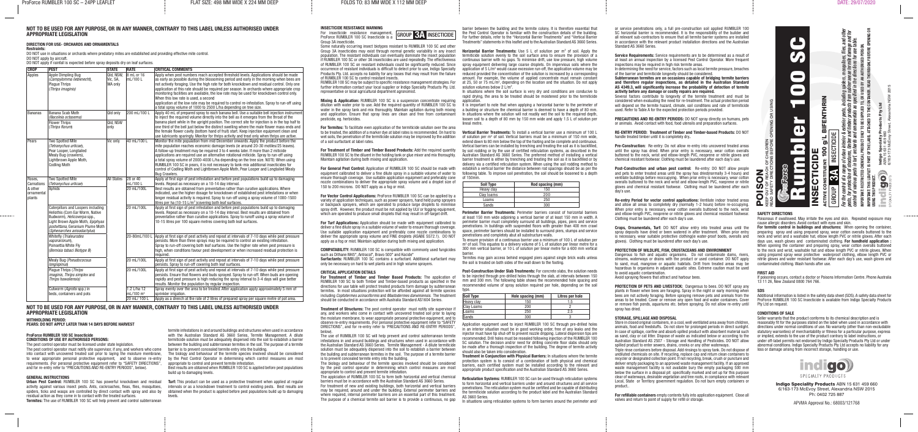## NOT TO BE USED FOR ANY PURPOSE, OR IN ANY MANNER, CONTRARY TO THIS LABEL UNLESS AUTHORISED UNDER APPROPRIATE LEGISLATION

**DIRECTION FOR USE- ORCHARDS AND ORNAMENTALS**

**Restraints:**

DO NOT use in situations or orchards where predatory mites are established and providing effective mite control.
DO NOT apply by aircraft.
DO NOT apply if rainfall is expected before spray deposits dry on leaf surfaces.

| CROP | PEST | STATE | RATE | CRITICAL COMMENTS |
|---|---|---|---|---|
| Apples | Apple Dimpling Bug (*Campylomma liebknechti*), Plague Thrips (*Thrips imaginis*) | Qld, NSW, Vic, SA, WA only | 8 mL or 16 mL/100 L | Apply when pest numbers reach accepted threshold levels. Applications should be made as early as possible during the blossoming period and early in the morning when bees are not actively foraging. Use the high rate for both knockdown and residual control. Only one application at this rate should be required per season. In orchards where appropriate crop monitoring facilities are available, the low rate may be used for knockdown control only. When this low rate is used, a second application at the low rate may be required to control re-infestation. Spray to run-off using a total spray volume of 1000 to 2500 L/ha depending on tree size. |
| Bananas | Banana Scab Moth (*Nacoleia octasema*) | Qld only | 200 mL/100 L | Apply 40 mL of prepared spray to each banana bell. Use a suitable bell injection instrument to inject the required volume directly into the bell as it emerges from the throat of the banana plant while in the upright position. The correct site for injection is in the top half to one third of the bell just below the distinct swelling where the male flower mass ends and the female flower cavity (bottom hand of fruit) start. Keep injection equipment clean and use lubricants sparingly. Monitor for thrips activity and treat only when thrips are active. |
| | Flower Thrips (*Thrips florum*) | Qld, NSW only | | |
| Pears | Two Spotted Mite (*Tetranychus urticae*), Pear Looper, Longtailed Mealy Bug (crawlers), Lightbrown Apple Moth, Codling Moth | Vic only | 40 mL/100 L | Monitor the mite population from mid December onwards. Apply the product before the mite population reaches economic damage levels (ie around 20-30 motiles/25 leaves). A follow-up treatment may be required 3 to 4 weeks later. If more than 2 miticide applications are required use an alternative rotational miticide. Spray to run-off using a total spray volume of 2000-4000 L/ha depending on tree size. NOTE: When using RUMBLER 100 SC in pears, it is not necessary to tank-mix additional insecticides for control of Codling Moth and Lightbrown Apple Moth, Pear Looper and Longtailed Mealy Bug Crawlers. |
| Roses, Carnations & other ornamental plants | Two Spotted Mite (*Tetranychus urticae*) | All States | 28 or 40 mL/100 L | Apply at first sign of pest infestation and before pest populations build up to damaging levels. Repeat as necessary on a 10-14 day interval. |
| | Aphids | | 20 mL/100L | Best results are obtained from preventative rather than curative applications. Where indicated, use the higher dosage for knockdown of established pest infestations or when longer residual activity is required. Spray to run-off using a spray volume of 1000-1500 litres per ha (10-15 L/m²) covering both leaf surfaces. |
| | Caterpillars and Loopers including Heliothis (Corn Ear Worm, Native Budworm), *Helicoverpa* spp., Light Brown Apple Moth, *Epiphyas postvittana*, Geranium Plume Moth (*Sphenarches anisodactylus*) | | 20 mL/100L | Apply at first sign of pest infestation and before pest populations build up to damaging levels. Repeat as necessary on a 10-14 day interval. Best results are obtained from preventative rather than curative applications. Spray to runoff using a spray volume of 10-15 litres per 100 square metres covering both leaf surfaces. |
| | Whitefly (*Trialeurodes vaporariorum*), Poinsettia White Fly (*Bemisia tabaci* Biotype B) | | 20-80mL/100 L | Apply at first sign of pest activity and repeat at intervals of 7-10 days while pest pressure persists. More than three sprays may be required to control an existing infestation. Spray to run-off covering both leaf surfaces. Use the higher rate when pest pressure is high, when conditions favour pest development or when increased residual protection is required. |
| | Mealy Bug (*Pseudococcus longispinus*) | | 20 mL/100L | Apply at first sign of pest activity and repeat at intervals of 7-10 days while pest pressure persists. Spray to run-off covering both leaf surfaces. |
| | Plague Thrips (*Thrips imaginis, Thrips simplex* and *Thrips hawaiiensis*) | | 20 mL/100L | Apply at first sign of pest activity and repeat at intervals of 7-10 days while pest pressure persists. Ensure that flowers and buds sprayed. Spray to run-off. When buds are opening rapidly and pest pressure is high reducing the spray interval to 3-4 days will give better results. Monitor the population by regular inspection. |
| | Cutworm (*Agrotis* spp.) in beds, containers and pots | | 1.2 L/ha 12 mL/100 m² | Spray evenly over the area to be treated. After application apply approximately 5 mm of sprinkler irrigation. |
| | | | 20 mL/100 L | Apply as a drench at the rate of 2 litres of prepared spray per square metre of pot area. |

## NOT TO BE USED FOR ANY PURPOSE, OR IN ANY MANNER, CONTRARY TO THIS LABEL UNLESS AUTHORISED UNDER APPROPRIATE LEGISLATION

**WITHHOLDING PERIOD:**
**PEARS: DO NOT APPLY LATER THAN 14 DAYS BEFORE HARVEST**

**ProForce RUMBLER 100 SC Insecticide**
**CONDITIONS OF USE BY AUTHORISED PERSONS:**

The pest control operator must be licensed under state legislation.
The pest control operator must notify site supervisor, if any, and workers who come into contact with uncovered treated soil prior to laying the moisture membrane, to wear appropriate personal protective equipment, and to observe re-entry requirements. (For personal protective equipment refer to "SAFETY DIRECTIONS", and for re-entry refer to "PRECAUTIONS AND RE-ENTRY PERIODS", below).

**GENERAL INSTRUCTIONS**

**Urban Pest Control:** RUMBLER 100 SC has powerful knockdown and residual activity against various insect pests. Ants, cockroaches, fleas, flies, mosquitoes, spiders, ticks and wasps are controlled by direct contact with spray and also by residual action as they come in to contact with the treated surfaces.

**Termites:** The use of RUMBLER 100 SC will help prevent and control subterranean termite infestations in and around buildings and structures when used in accordance with the Australian Standard AS 3660 Series, Termite Management. A dilute termiticide solution must be adequately dispersed into the soil to establish a barrier between the building and subterranean termites in the soil. The purpose of a termite barrier is to prevent concealed termite entry into the building.
The biology and behaviour of the termite species involved should be considered by the Pest Control Operator in determining which control measures are most appropriate to control and prevent termite infestation.
Best results are obtained when RUMBLER 100 SC is applied before pest populations build up to damaging levels.

**Turf:** This product can be used as a protective treatment when applied at regular intervals or as a knockdown treatment to control existing pests. Best results are obtained when the product is applied before pest populations build up to damaging levels.

**INSECTICIDE RESISTANCE WARNING**

For insecticide resistance management, ProForce RUMBLER 100 SC Insecticide is a Group 3A insecticide. **GROUP 3A INSECTICIDE**

Some naturally occurring insect biotypes resistant to RUMBLER 100 SC and other Group 3A insecticides may exist through normal genetic variability in any insect population. The resistant individuals can eventually dominate the insect population if RUMBLER 100 SC or other 3A insecticides are used repeatedly. The effectiveness of RUMBLER 100 SC on resistant individuals could be significantly reduced. Since occurrence of resistant individuals is difficult to detect prior to use, Indigo Specialty Products Pty. Ltd. accepts no liability for any losses that may result from the failure of RUMBLER 100 SC to control resistant insects.
RUMBLER 100 SC may be subject to specific resistance management strategies. For further information contact your local supplier or Indigo Specialty Products Pty Ltd representative or local agricultural department agronomist.

**Mixing & Application:** RUMBLER 100 SC is a suspension concentrate requiring dilution with water prior to use. Add the required quantity of RUMBLER 100 SC to water in the spray tank and mix thoroughly. Maintain agitation during both mixing and application. Ensure that spray lines are clean and free from contaminant pesticide, eg. herbicides.

**For Termites:** To facilitate even application of the termiticide solution over the area to be treated, the addition of a marker dye at label rates is recommended. On hard to wet soils, the penetration of the termiticide solution may be improved by the addition of a soil surfactant at label rates.

**For Treatment of Timber and Timber Based Products:** Add the required quantity RUMBLER 100 SC to the diluent in the holding tank or glue mixer and mix thoroughly. Maintain agitation during both mixing and application.

**For General Pest Control:** Application of RUMBLER 100 SC should be made with equipment calibrated to deliver a fine dilute spray in a suitable volume of water to ensure thorough coverage. Use suitable application equipment and preferably cone nozzle combinations to deliver the appropriate spray volume and a droplet size of 150 to 200 microns. DO NOT apply as a fog or mist.

**For Vector Control Applications:** ProForce RUMBLER 100 SC can be applied by a variety of application techniques, such as power sprayers, hand held pump sprayers or backpack sprayers, which are operated to produce large droplets to minimise spray drift. However, the product must not be applied by ULV or fogging equipment, which are operated to produce small droplets that may result in off-target drift.

**For Turf Applications:** Application should be made with equipment calibrated to deliver a fine dilute spray in a suitable volume of water to ensure thorough coverage. Use suitable application equipment and preferably cone nozzle combinations to deliver the appropriate spray volume and FINE droplets (ASABE S572.1). DO NOT apply as a fog or mist. Maintain agitation during both mixing and application.

**COMPATIBILITY:** RUMBLER 100 SC is compatible with commonly used fungicides such as Dithane M45*, Antracol*, Bravo 500* and Kocide*.
**Surfactants:** RUMBLER 100 SC contains a surfactant. Additional surfactant may only be necessary on hard to wet plants and in high volume sprayers.

**CRITICAL APPLICATION DETAILS**

**For Treatment of Timber and Timber Based Products:** The application of RUMBLER 100 SC to both Timber and Timber-based products as specified in the directions for use table will protect treated products form damage by subterranean termites. In most situations protection will be afforded against all termite species including *Coptotermes acinaciformis* and *Mastotermes darwiniensis*. The treatment should be conducted in accordance with Australian Standard AS1604 Series.

**Treatment of Structures:** The pest control operator must notify site supervisor if any, and workers who come in contact with uncovered treated soil prior to laying the moisture membrane, to wear appropriate personal protective equipment, and to observe re-entry requirements. (For personal protective equipment refer to "SAFETY DIRECTIONS", and for re-entry refer to "PRECAUTIONS AND RE-ENTRY PERIODS", below).
The use of RUMBLER 100 SC will help prevent and control subterranean termite infestations in and around buildings and structures when used in accordance with the Australian Standard AS 3660 Series. Termite Management - A dilute termiticide solution must be adequately dispersed into the soil to establish a barrier between the building and subterranean termites in the soil. The purpose of a termite barrier is to prevent concealed termite entry into the building.
The biology and behaviour of the termite species involved should be considered by the pest control operator in determining which control measures are most appropriate to control and prevent termite infestation.
The application of RUMBLER 100 SC to form both horizontal and vertical chemical barriers must be in accordance with the Australian Standard AS 3660 Series.
For treatment of new and existing buildings, both horizontal and vertical barriers may be required, around and under the building. External perimeter barriers and where required, internal perimeter barriers are an essential part of this treatment. The purpose of a chemical termite soil barrier is to provide a continuous, no gap barrier between the building and the termite colony. It is therefore essential that the Pest Control Operator is familiar with the construction details of the building. For further details, refer to the "Horizontal Barrier Treatments" and "Vertical Barrier Treatments" statements in this leaflet and to the Australian Standard AS 3660 Series.

**Horizontal Barrier Treatments:** Use 5 L of solution per m² of soil. Apply the termiticide solution evenly to the soil surface area to ensure the provision of a continuous barrier with no gaps. To minimise drift, use low pressure, high volume spray equipment delivering large coarse droplets. On impervious soils where the application of 5 L/m² would cause excessive run-off, the application volume may be reduced provided the concentration of the solution is increased by a corresponding amount. For example, the volume of applied concentrate must remain constant at 25, 50 or 75 mL/m², depending on the location and the situation. Do not apply solution volumes below 2 L/m².
In situations where the soil surface is very dry and conditions are conducive to rapid drying, the area to be treated should be moistened prior to the termiticide application.
It is important to note that when applying a horizontal barrier to the perimeter of a building or structure the chemical barrier is deemed to have a depth of 80 mm. In situations where the solution will not readily wet the soil to the required depth, loosen soil to a depth of 80 mm by 150 mm wide and apply 1.5 L of solution per lineal metre.

**Vertical Barrier Treatments:** To install a vertical barrier use a minimum of 100 L of solution per m³ of soil. Vertical barriers must be a minimum of 150 mm wide, extend down to 80 mm below the top of the footing and be complete and continuous. Vertical barriers can be installed by trenching and treating the soil as it is backfilled, by soil rodding or by the use of certified reticulation systems, as described in the Australian Standard AS 3660 Series. The preferred method of installing a vertical barrier treatment is either by trenching and treating the soil as it is backfilled or by delivery via a certified reticulation system. When using the soil rodding method to establish a vertical barrier the distance between rod spacings should be as per the following table. To improve soil penetration, the soil should be loosened to a depth of 150mm.

| Soil Type | Rod spacing (mm) |
|---|---|
| Heavy clay | 150 |
| Clay loams | 200 |
| Loams | 250 |
| Sands | 300 |

**Perimeter Barrier Treatments:** Perimeter barriers consist of horizontal barriers at least 150 mm wide adjoining a vertical barrier of at least 150 mm in width. A perimeter barrier must completely surround all buildings, piers, pipes and service penetrations. In buildings with suspended floors with greater than 400 mm crawl space, perimeter barriers should be installed to surround piers, stumps and service penetrations and completely abut all substructure walls.
To ensure provision of a continuous barrier use a minimum of 100 L of solution per m³ of soil. This equates to a delivery volume of 5 L of solution per linear metre for a 300 mm vertical barrier, or 10 L of solution per linear metre for a 600 mm vertical barrier.
Termites may gain access behind engaged piers against single brick walls unless the soil is treated on both sides of the wall down to the footing.

**Post-Construction Under Slab Treatments:** For concrete slabs, the solution needs to be injected through pre-drilled holes through the slab, at intervals between 150 mm and 300 mm. The following table shows the recommended hole spacing and recommended volume of spray solution required per hole, depending on the soil type.

| Soil Type | Hole spacing (mm) | Litres per hole |
|---|---|---|
| Heavy clay | 150 | 1.5 |
| Clay Loams | 200 | 2 |
| Loams | 250 | 2.5 |
| Sands | 300 | 3 |

Application equipment used to inject RUMBLER 100 SC through pre-drilled holes in an interior situation must be in good working order, free of any leaks and the injector must have tip shut-off to prevent nozzle dripping. Lateral dispersion tips are recommended. Drill holes must be resealed following injection of the RUMBLER 100 SC solution. The decision and/or need for drilling concrete floor slabs should only be made after a thorough inspection of the building. The degree of termite activity should also be taken into consideration.

**Treatment in Conjunction with Physical Barriers:** In situations where the termite protection system is to consist of a combination of both physical and chemical barriers, each certified system must be installed according to the relevant and appropriate product specification and the Australian Standard AS 3660 Series.

**Reticulation Systems:** RUMBLER 100 SC can be used through reticulation systems to form horizontal and vertical barriers under and around structures and all service penetrations. The reticulation system must be certified and be capable of distributing the termiticide solution according to the product label and the Australian Standard AS 3660 Series.
In situations using reticulation systems to form barriers around the perimeter and/ or service penetrations only, a full pre-construction soil applied RUMBLER 100 SC horizontal barrier is recommended. It is the responsibility of the builder and all relevant sub-contractors to ensure that all termite barrier systems are installed in accordance with the relevant product installation directions and the Australian Standard AS 3660 Series.

**Service Requirements:** Service requirements are to be determined as a result of at least an annual inspection by a licensed Pest Control Operator. More frequent inspections may be required in high risk termite areas.
In determining the need for service, factors such as local termite pressure, breaches of the barrier and termiticide longevity should be considered.
**Subterranean termites are on occasions capable of bridging termite barriers and therefore regular inspections, as detailed in the Australian Standard AS 4349.3, will significantly increase the probability of detection of termite activity before any damage or costly repairs are required.**
Several factors contribute to longevity of the termite treatment and must be considered when evaluating the need for re-treatment. The actual protection period will depend on the termite hazard, climate, soil conditions and rate of termiticide used. Refer to Table A for the expected protection periods provided.

**PRECAUTIONS AND RE-ENTRY PERIODS:** DO NOT spray directly on humans, pets or animals. Avoid contact with food, food utensils and preparation surfaces.

**RE-ENTRY PERIOD: Treatment of Timber and Timber-based Products:** DO NOT handle treated timber until it is completely dry.

**Pre-Construction:** Re-entry: Do not allow re-entry into uncovered treated areas until the spray has dried. When prior entry is necessary, wear cotton overalls buttoned to the neck, wrist and elbow-length PVC, neoprene or nitrile gloves and chemical resistant footwear. Clothing must be laundered after each day's use.

**Post-Construction and urban pest control:** Re-entry: DO NOT allow people and pets to enter treated areas until the spray has dried (normally 3-4 hours) and ventilate buildings before reoccupying. When prior entry is necessary, wear cotton overalls buttoned to the neck and wrist and elbow-length PVC, neoprene or nitrile gloves and chemical resistant footwear. Clothing must be laundered after each day's use.

**Re-entry Period for vector control applications:** Ventilate indoor treated areas and allow all areas to completely dry (normally 1-2 hours) before re-occupying. When prior entry is necessary, wear cotton overalls buttoned to the neck, wrist and elbow-length PVC, neoprene or nitrile gloves and chemical resistant footwear. Clothing must be laundered after each day's use.

**Crops, Ornamentals, Turf:** DO NOT allow entry into treated areas until the spray deposits have dried or been watered in after treatment. When prior entry is necessary, wear suitable protective clothing/a water-proof boots, overalls and gloves). Clothing must be laundered after each day's use.

**PROTECTION OF WILDLIFE, FISH, CRUSTACEANS AND ENVIRONMENT**

Dangerous to fish and aquatic organisms. Do not contaminate dams, rivers, streams, waterways or drains with the product or used container. DO NOT apply to sand, mud, mangrove or aquatic habitats. Drift from treated areas may be hazardous to organisms in adjacent aquatic sites. Extreme caution must be used to avoid aquatic contamination.
Avoid spraying flowers that attract and harbour bees.

**PROTECTION OF PETS AND LIVESTOCK:** Dangerous to bees. DO NOT spray any plants in flower when bees are foraging. Spray in the night or early morning when bees are not actively foraging. Before spraying remove pets and animals from the areas to be treated. Cover or remove any open food and water containers. Cover or remove fish ponds, aquariums etc. before spraying. Do not allow re-entry until spray has dried.

**STORAGE, SPILLAGE AND DISPOSAL**

Store in closed original containers, in a cool, well ventilated area away from children, animals, food and feedstuffs. Do not store for prolonged periods in direct sunlight. In case of spillage, confine and absorb spilled product with absorbent material such as sand, clay or cat litter. Dispose of waste as indicated below or according to the Australian Standard AS 2507 – Storage and Handling of Pesticides. DO NOT allow spilled product to enter sewers, drains, creeks or any other waterways.
Triple rinse containers before disposal. Add rinsings to spray tank. Do not dispose of undiluted chemicals on site. If recycling, replace cap and return clean containers to recycler or designated collection point. If not recycling, break, crush or puncture and deliver empty packaging to an approved waste management facility. If an approved waste management facility is not available bury the empty packaging 500 mm below the surface in a disposal pit specifically marked and set up for this purpose clear of waterways, desirable vegetation and tree roots, in compliance with relevant Local, State or Territory government regulation. Do not burn empty containers or product.

**For refillable containers** empty contents fully into application equipment. Close all valves and return to point of supply for refill or storage.

# POISON

KEEP OUT OF REACH OF CHILDREN
READ SAFETY DIRECTIONS BEFORE OPENING OR USING

# ProForce Rumbler 100 SC

## INSECTICIDE

**ACTIVE CONSTITUENT: 100 g/L BIFENTHRIN**

**GROUP 3A INSECTICIDE**

*For the control of a range of urban interior & exterior pests, including spiders, mosquitoes, flies, and other pests, for protection of structures, timber and timber products from subterranean termite damage and for the control of certain insect pests in turf, ornamentals and orchards as specified in the directions for use table.*

**IMPORTANT: RESTRICTED CHEMICAL PRODUCT ONLY TO BE SUPPLIED TO, OR USED BY AN AUTHORISED PERSON.**

**IMPORTANT: THIS LEAFLET IS PART OF THE LABEL ATTACHED TO THE CONTAINER. READ THOROUGHLY BEFORE OPENING OR USING THIS PRODUCT.**

Indigo Specialty Products Pty Ltd
ABN 15 631 459 660
6/163-173 McEvoy Street, Alexandria NSW 2015

**SAFETY DIRECTIONS**

Poisonous if swallowed. May irritate the eyes and skin. Repeated exposure may cause allergic disorders. Avoid contact with eyes and skin.
**For termite control in buildings and structures:** When opening the container, preparing spray and using prepared spray, wear cotton overalls buttoned to the neck and wrist and a washable hat, elbow length PVC or nitrile gloves. After each days use, wash gloves and contaminated clothing. **For handheld application:** When opening the container and preparing spray, wear cotton overalls buttoned to the neck and wrist, washable hat and elbow length PVC or nitrile gloves. When using prepared spray wear protective waterproof clothing, elbow length PVC or nitrile gloves and water resistant footwear. After each day's use, wash gloves and contaminated clothing. Wash hands after use.

**FIRST AID**

If poisoning occurs, contact a doctor or Poisons Information Centre. Phone Australia 13 11 26, New Zealand 0800 764 766.

**SDS**

Additional information is listed in the safety data sheet (SDS). A safety data sheet for ProForce RUMBLER 100 SC Insecticide is available from Indigo Specialty Products Pty Ltd on request.

**CONDITIONS OF SALE**

Seller warrants that the product conforms to its chemical description and is reasonably fit for the purposes stated on the label when used in accordance with directions under normal conditions of use. No warranty (other than non-excludable statutory warranties of merchantability or fitness for a particular purpose, express or implied, extends to the use of the product contrary to label instructions, or under off-label permits not endorsed by Indigo Specialty Products Pty Ltd or under abnormal conditions. Indigo Specialty Products Pty Ltd accepts no liability for any loss or damage arising from incorrect storage, handling or use.

indigo SPECIALTY PRODUCTS

**Indigo Specialty Products** ABN 15 631 459 660
6/163-173 McEvoy Street, Alexandria NSW 2015
Ph: 0402 725 887

APVMA Approval No.: 68003/121768